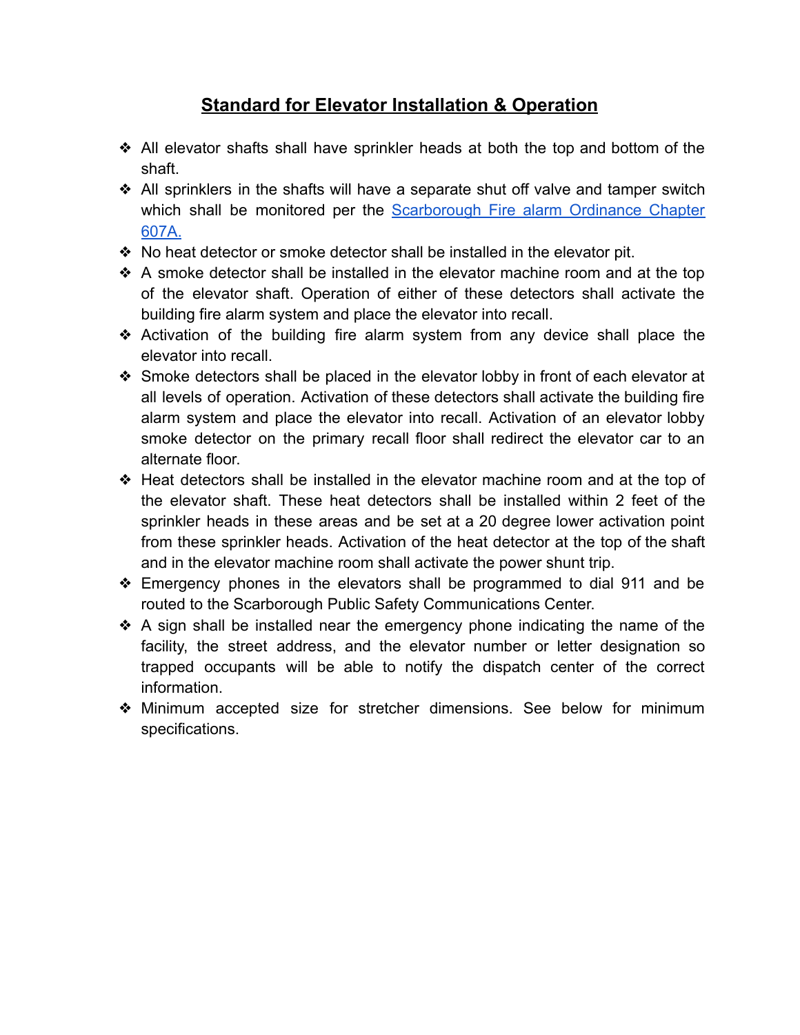# Standard for Elevator Installation & Operation

- All elevator shafts shall have sprinkler heads at both the top and bottom of the shaft.
- All sprinklers in the shafts will have a separate shut off valve and tamper switch which shall be monitored per the Scarborough Fire alarm Ordinance Chapter 607A.
- No heat detector or smoke detector shall be installed in the elevator pit.
- A smoke detector shall be installed in the elevator machine room and at the top of the elevator shaft. Operation of either of these detectors shall activate the building fire alarm system and place the elevator into recall.
- Activation of the building fire alarm system from any device shall place the elevator into recall.
- Smoke detectors shall be placed in the elevator lobby in front of each elevator at all levels of operation. Activation of these detectors shall activate the building fire alarm system and place the elevator into recall. Activation of an elevator lobby smoke detector on the primary recall floor shall redirect the elevator car to an alternate floor.
- Heat detectors shall be installed in the elevator machine room and at the top of the elevator shaft. These heat detectors shall be installed within 2 feet of the sprinkler heads in these areas and be set at a 20 degree lower activation point from these sprinkler heads. Activation of the heat detector at the top of the shaft and in the elevator machine room shall activate the power shunt trip.
- Emergency phones in the elevators shall be programmed to dial 911 and be routed to the Scarborough Public Safety Communications Center.
- A sign shall be installed near the emergency phone indicating the name of the facility, the street address, and the elevator number or letter designation so trapped occupants will be able to notify the dispatch center of the correct information.
- Minimum accepted size for stretcher dimensions. See below for minimum specifications.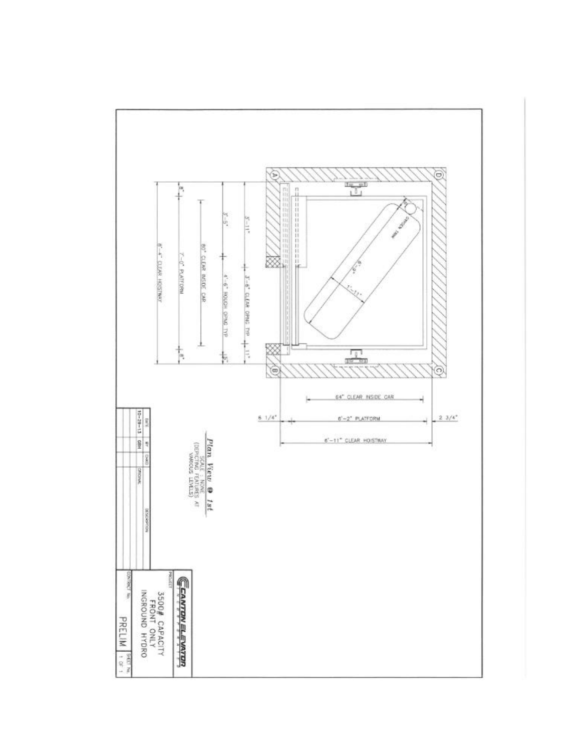Plan View @ 1st

SCALE: NONE
(DEPICTING FEATURES AT VARIOUS LEVELS)

8'-4" CLEAR HOISTWAY

8"

7'-0" PLATFORM

8"

80" CLEAR INSIDE CAR

3'-5"

4'-6" ROUGH OPNG TYP

15"

3'-11"

3'-6" CLEAR OPNG TYP

11"

OXYGEN TANK

8'-9"

1'-11"

64" CLEAR INSIDE CAR

6 1/4"

6'-2" PLATFORM

2 3/4"

6'-11" CLEAR HOISTWAY

| DATE | BY | CHKD | DESCRIPTION |
|---|---|---|---|
| 10-29-13 | GBH | | ORIGINAL |

CANTON ELEVATOR

PROJECT

3500# CAPACITY
FRONT ONLY
INGROUND HYDRO

CONTRACT No.

PRELIM

SHEET No. 1 OF 1